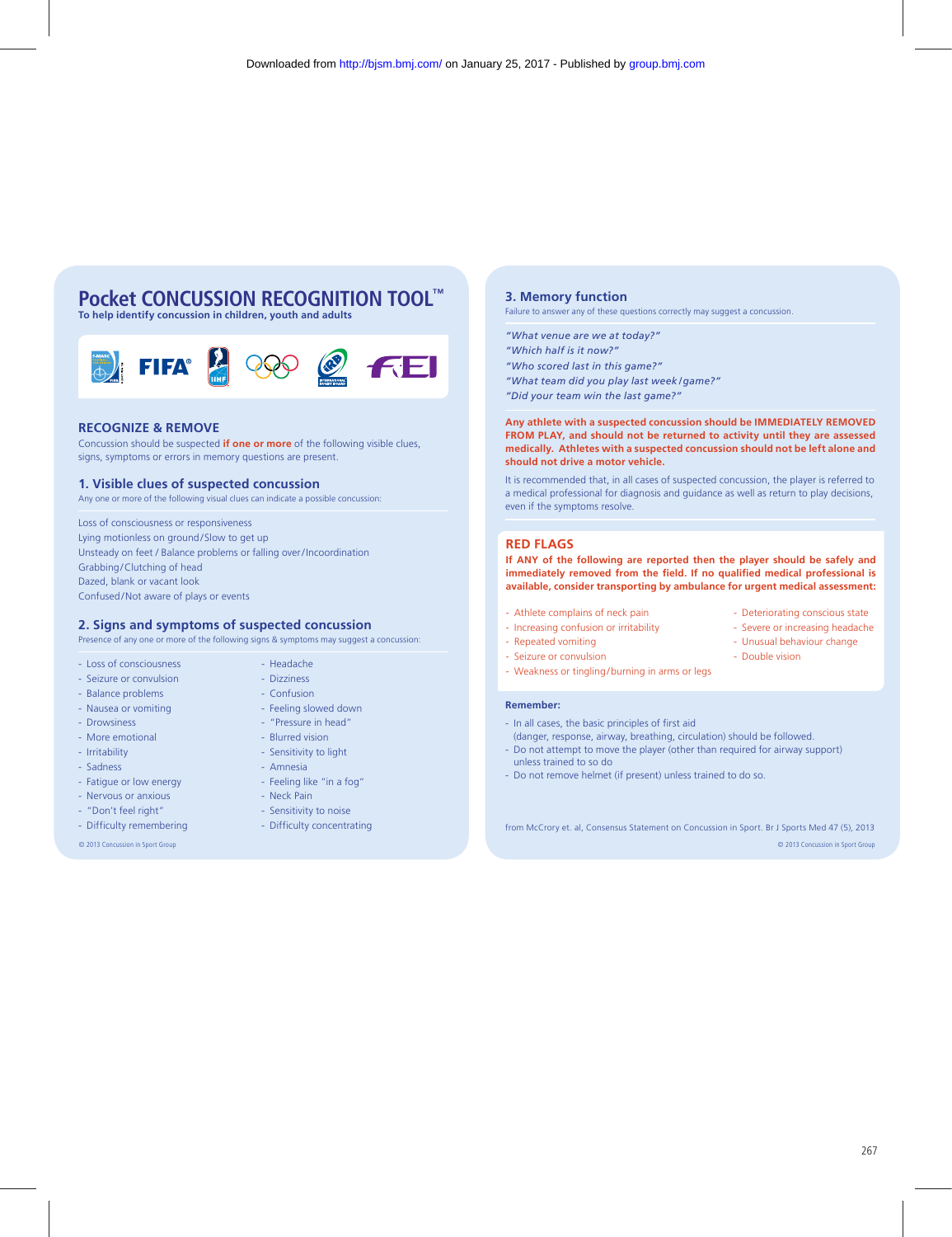# Pocket CONCUSSION RECOGNITION TOOL™

**To help identify concussion in children, youth and adults**

## RECOGNIZE & REMOVE

Concussion should be suspected **if one or more** of the following visible clues, signs, symptoms or errors in memory questions are present.

### 1. Visible clues of suspected concussion

Any one or more of the following visual clues can indicate a possible concussion:

Loss of consciousness or responsiveness
Lying motionless on ground/Slow to get up
Unsteady on feet / Balance problems or falling over/Incoordination
Grabbing/Clutching of head
Dazed, blank or vacant look
Confused/Not aware of plays or events

### 2. Signs and symptoms of suspected concussion

Presence of any one or more of the following signs & symptoms may suggest a concussion:

- Loss of consciousness
- Seizure or convulsion
- Balance problems
- Nausea or vomiting
- Drowsiness
- More emotional
- Irritability
- Sadness
- Fatigue or low energy
- Nervous or anxious
- "Don't feel right"
- Difficulty remembering
- Headache
- Dizziness
- Confusion
- Feeling slowed down
- "Pressure in head"
- Blurred vision
- Sensitivity to light
- Amnesia
- Feeling like "in a fog"
- Neck Pain
- Sensitivity to noise
- Difficulty concentrating

© 2013 Concussion in Sport Group

### 3. Memory function

Failure to answer any of these questions correctly may suggest a concussion.

*"What venue are we at today?"*
*"Which half is it now?"*
*"Who scored last in this game?"*
*"What team did you play last week/game?"*
*"Did your team win the last game?"*

**Any athlete with a suspected concussion should be IMMEDIATELY REMOVED FROM PLAY, and should not be returned to activity until they are assessed medically. Athletes with a suspected concussion should not be left alone and should not drive a motor vehicle.**

It is recommended that, in all cases of suspected concussion, the player is referred to a medical professional for diagnosis and guidance as well as return to play decisions, even if the symptoms resolve.

## RED FLAGS

**If ANY of the following are reported then the player should be safely and immediately removed from the field. If no qualified medical professional is available, consider transporting by ambulance for urgent medical assessment:**

- Athlete complains of neck pain
- Increasing confusion or irritability
- Repeated vomiting
- Seizure or convulsion
- Weakness or tingling/burning in arms or legs
- Deteriorating conscious state
- Severe or increasing headache
- Unusual behaviour change
- Double vision

**Remember:**

- In all cases, the basic principles of first aid (danger, response, airway, breathing, circulation) should be followed.
- Do not attempt to move the player (other than required for airway support) unless trained to so do
- Do not remove helmet (if present) unless trained to do so.

from McCrory et. al, Consensus Statement on Concussion in Sport. Br J Sports Med 47 (5), 2013

© 2013 Concussion in Sport Group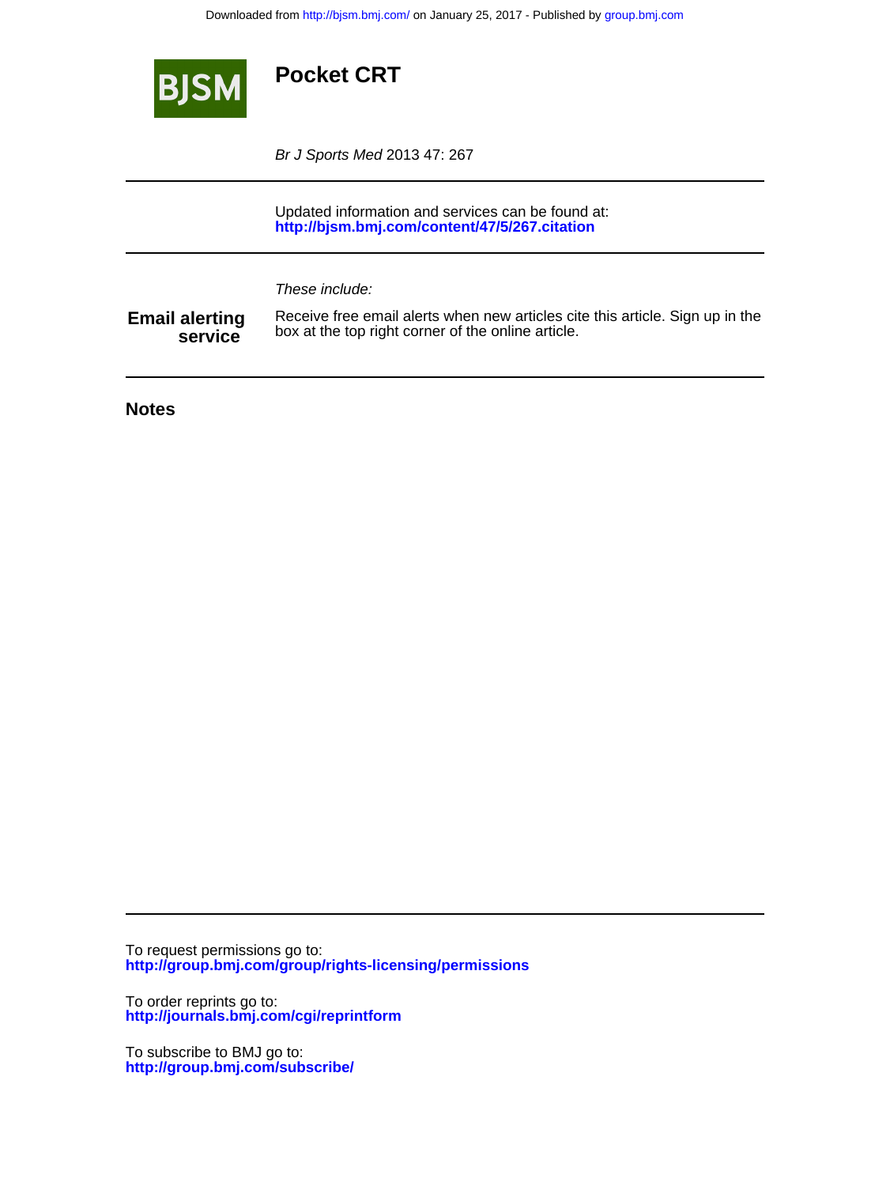# Pocket CRT

*Br J Sports Med* 2013 47: 267

Updated information and services can be found at:
**http://bjsm.bmj.com/content/47/5/267.citation**

*These include:*

**Email alerting service**

Receive free email alerts when new articles cite this article. Sign up in the box at the top right corner of the online article.

## Notes

To request permissions go to:
**http://group.bmj.com/group/rights-licensing/permissions**

To order reprints go to:
**http://journals.bmj.com/cgi/reprintform**

To subscribe to BMJ go to:
**http://group.bmj.com/subscribe/**